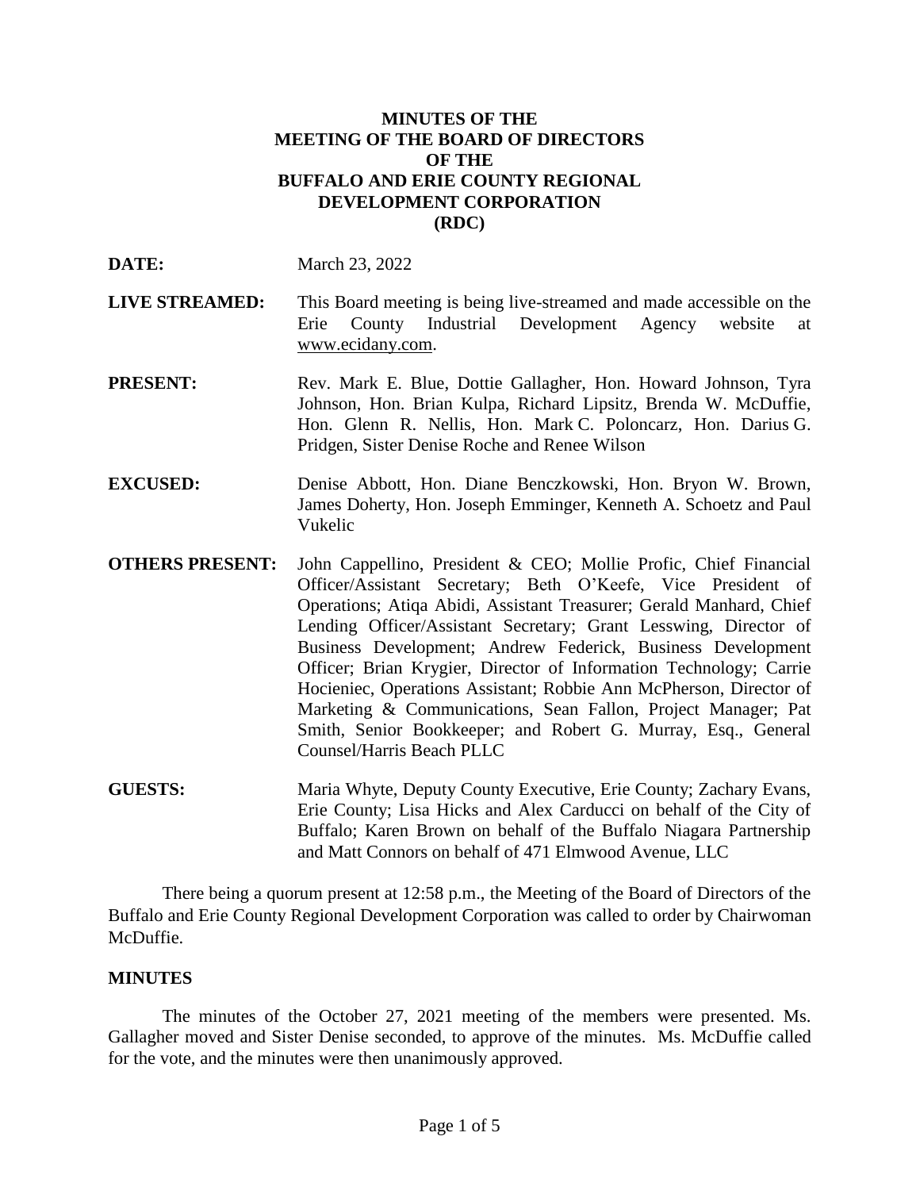# MINUTES OF THE MEETING OF THE BOARD OF DIRECTORS OF THE BUFFALO AND ERIE COUNTY REGIONAL DEVELOPMENT CORPORATION (RDC)

**DATE:** March 23, 2022

**LIVE STREAMED:** This Board meeting is being live-streamed and made accessible on the Erie County Industrial Development Agency website at www.ecidany.com.

**PRESENT:** Rev. Mark E. Blue, Dottie Gallagher, Hon. Howard Johnson, Tyra Johnson, Hon. Brian Kulpa, Richard Lipsitz, Brenda W. McDuffie, Hon. Glenn R. Nellis, Hon. Mark C. Poloncarz, Hon. Darius G. Pridgen, Sister Denise Roche and Renee Wilson

**EXCUSED:** Denise Abbott, Hon. Diane Benczkowski, Hon. Bryon W. Brown, James Doherty, Hon. Joseph Emminger, Kenneth A. Schoetz and Paul Vukelic

**OTHERS PRESENT:** John Cappellino, President & CEO; Mollie Profic, Chief Financial Officer/Assistant Secretary; Beth O'Keefe, Vice President of Operations; Atiqa Abidi, Assistant Treasurer; Gerald Manhard, Chief Lending Officer/Assistant Secretary; Grant Lesswing, Director of Business Development; Andrew Federick, Business Development Officer; Brian Krygier, Director of Information Technology; Carrie Hocieniec, Operations Assistant; Robbie Ann McPherson, Director of Marketing & Communications, Sean Fallon, Project Manager; Pat Smith, Senior Bookkeeper; and Robert G. Murray, Esq., General Counsel/Harris Beach PLLC

**GUESTS:** Maria Whyte, Deputy County Executive, Erie County; Zachary Evans, Erie County; Lisa Hicks and Alex Carducci on behalf of the City of Buffalo; Karen Brown on behalf of the Buffalo Niagara Partnership and Matt Connors on behalf of 471 Elmwood Avenue, LLC

There being a quorum present at 12:58 p.m., the Meeting of the Board of Directors of the Buffalo and Erie County Regional Development Corporation was called to order by Chairwoman McDuffie.

## MINUTES

The minutes of the October 27, 2021 meeting of the members were presented. Ms. Gallagher moved and Sister Denise seconded, to approve of the minutes. Ms. McDuffie called for the vote, and the minutes were then unanimously approved.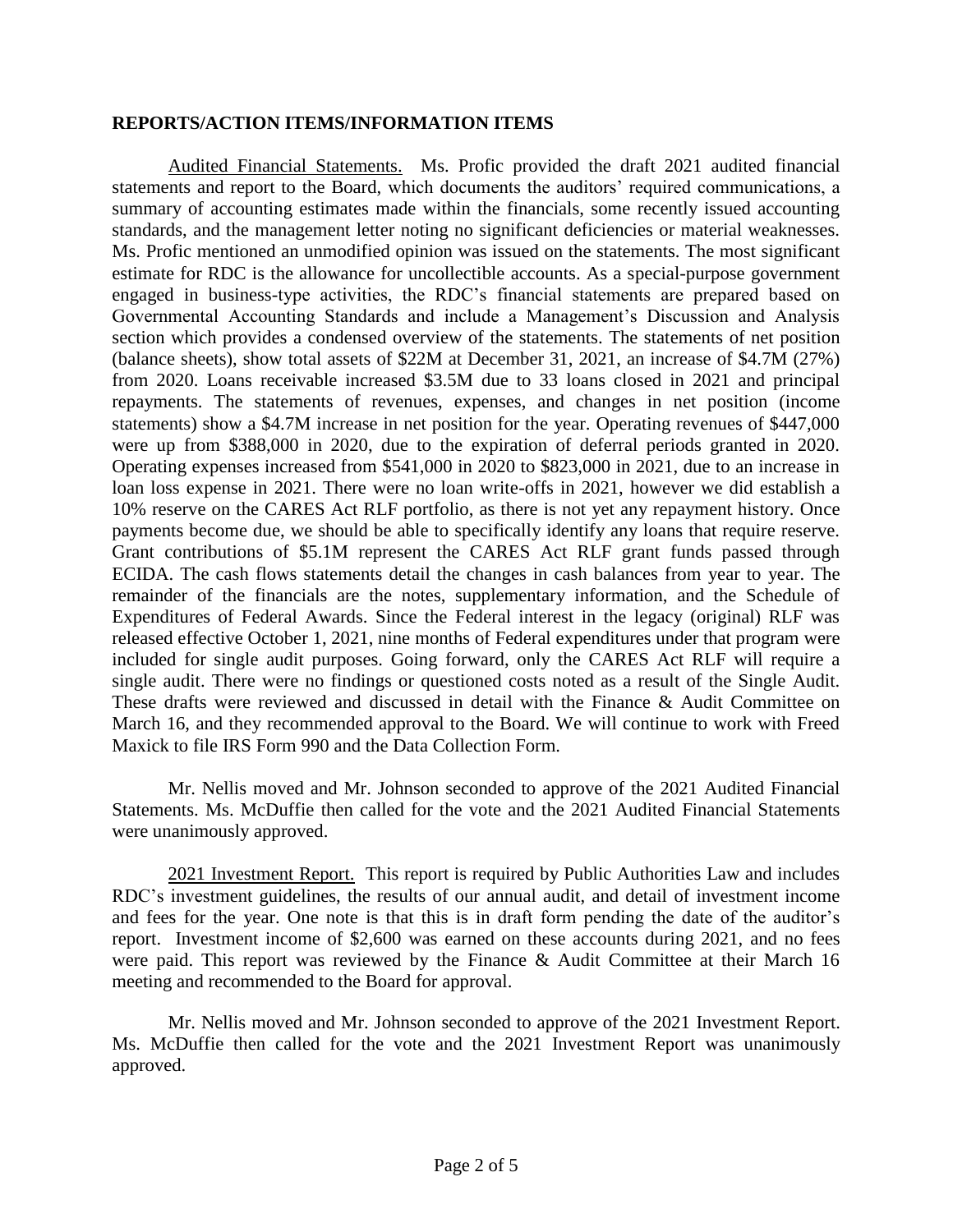## REPORTS/ACTION ITEMS/INFORMATION ITEMS

Audited Financial Statements. Ms. Profic provided the draft 2021 audited financial statements and report to the Board, which documents the auditors' required communications, a summary of accounting estimates made within the financials, some recently issued accounting standards, and the management letter noting no significant deficiencies or material weaknesses. Ms. Profic mentioned an unmodified opinion was issued on the statements. The most significant estimate for RDC is the allowance for uncollectible accounts. As a special-purpose government engaged in business-type activities, the RDC's financial statements are prepared based on Governmental Accounting Standards and include a Management's Discussion and Analysis section which provides a condensed overview of the statements. The statements of net position (balance sheets), show total assets of $22M at December 31, 2021, an increase of $4.7M (27%) from 2020. Loans receivable increased $3.5M due to 33 loans closed in 2021 and principal repayments. The statements of revenues, expenses, and changes in net position (income statements) show a $4.7M increase in net position for the year. Operating revenues of $447,000 were up from $388,000 in 2020, due to the expiration of deferral periods granted in 2020. Operating expenses increased from $541,000 in 2020 to $823,000 in 2021, due to an increase in loan loss expense in 2021. There were no loan write-offs in 2021, however we did establish a 10% reserve on the CARES Act RLF portfolio, as there is not yet any repayment history. Once payments become due, we should be able to specifically identify any loans that require reserve. Grant contributions of $5.1M represent the CARES Act RLF grant funds passed through ECIDA. The cash flows statements detail the changes in cash balances from year to year. The remainder of the financials are the notes, supplementary information, and the Schedule of Expenditures of Federal Awards. Since the Federal interest in the legacy (original) RLF was released effective October 1, 2021, nine months of Federal expenditures under that program were included for single audit purposes. Going forward, only the CARES Act RLF will require a single audit. There were no findings or questioned costs noted as a result of the Single Audit. These drafts were reviewed and discussed in detail with the Finance & Audit Committee on March 16, and they recommended approval to the Board. We will continue to work with Freed Maxick to file IRS Form 990 and the Data Collection Form.

Mr. Nellis moved and Mr. Johnson seconded to approve of the 2021 Audited Financial Statements. Ms. McDuffie then called for the vote and the 2021 Audited Financial Statements were unanimously approved.

2021 Investment Report. This report is required by Public Authorities Law and includes RDC's investment guidelines, the results of our annual audit, and detail of investment income and fees for the year. One note is that this is in draft form pending the date of the auditor's report. Investment income of $2,600 was earned on these accounts during 2021, and no fees were paid. This report was reviewed by the Finance & Audit Committee at their March 16 meeting and recommended to the Board for approval.

Mr. Nellis moved and Mr. Johnson seconded to approve of the 2021 Investment Report. Ms. McDuffie then called for the vote and the 2021 Investment Report was unanimously approved.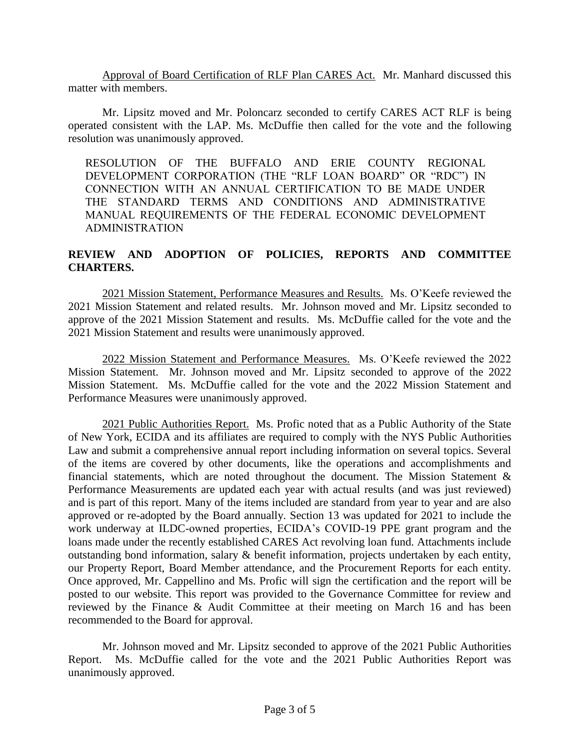Approval of Board Certification of RLF Plan CARES Act. Mr. Manhard discussed this matter with members.

Mr. Lipsitz moved and Mr. Poloncarz seconded to certify CARES ACT RLF is being operated consistent with the LAP. Ms. McDuffie then called for the vote and the following resolution was unanimously approved.

> RESOLUTION OF THE BUFFALO AND ERIE COUNTY REGIONAL DEVELOPMENT CORPORATION (THE "RLF LOAN BOARD" OR "RDC") IN CONNECTION WITH AN ANNUAL CERTIFICATION TO BE MADE UNDER THE STANDARD TERMS AND CONDITIONS AND ADMINISTRATIVE MANUAL REQUIREMENTS OF THE FEDERAL ECONOMIC DEVELOPMENT ADMINISTRATION

**REVIEW AND ADOPTION OF POLICIES, REPORTS AND COMMITTEE CHARTERS.**

2021 Mission Statement, Performance Measures and Results. Ms. O'Keefe reviewed the 2021 Mission Statement and related results. Mr. Johnson moved and Mr. Lipsitz seconded to approve of the 2021 Mission Statement and results. Ms. McDuffie called for the vote and the 2021 Mission Statement and results were unanimously approved.

2022 Mission Statement and Performance Measures. Ms. O'Keefe reviewed the 2022 Mission Statement. Mr. Johnson moved and Mr. Lipsitz seconded to approve of the 2022 Mission Statement. Ms. McDuffie called for the vote and the 2022 Mission Statement and Performance Measures were unanimously approved.

2021 Public Authorities Report. Ms. Profic noted that as a Public Authority of the State of New York, ECIDA and its affiliates are required to comply with the NYS Public Authorities Law and submit a comprehensive annual report including information on several topics. Several of the items are covered by other documents, like the operations and accomplishments and financial statements, which are noted throughout the document. The Mission Statement & Performance Measurements are updated each year with actual results (and was just reviewed) and is part of this report. Many of the items included are standard from year to year and are also approved or re-adopted by the Board annually. Section 13 was updated for 2021 to include the work underway at ILDC-owned properties, ECIDA's COVID-19 PPE grant program and the loans made under the recently established CARES Act revolving loan fund. Attachments include outstanding bond information, salary & benefit information, projects undertaken by each entity, our Property Report, Board Member attendance, and the Procurement Reports for each entity. Once approved, Mr. Cappellino and Ms. Profic will sign the certification and the report will be posted to our website. This report was provided to the Governance Committee for review and reviewed by the Finance & Audit Committee at their meeting on March 16 and has been recommended to the Board for approval.

Mr. Johnson moved and Mr. Lipsitz seconded to approve of the 2021 Public Authorities Report. Ms. McDuffie called for the vote and the 2021 Public Authorities Report was unanimously approved.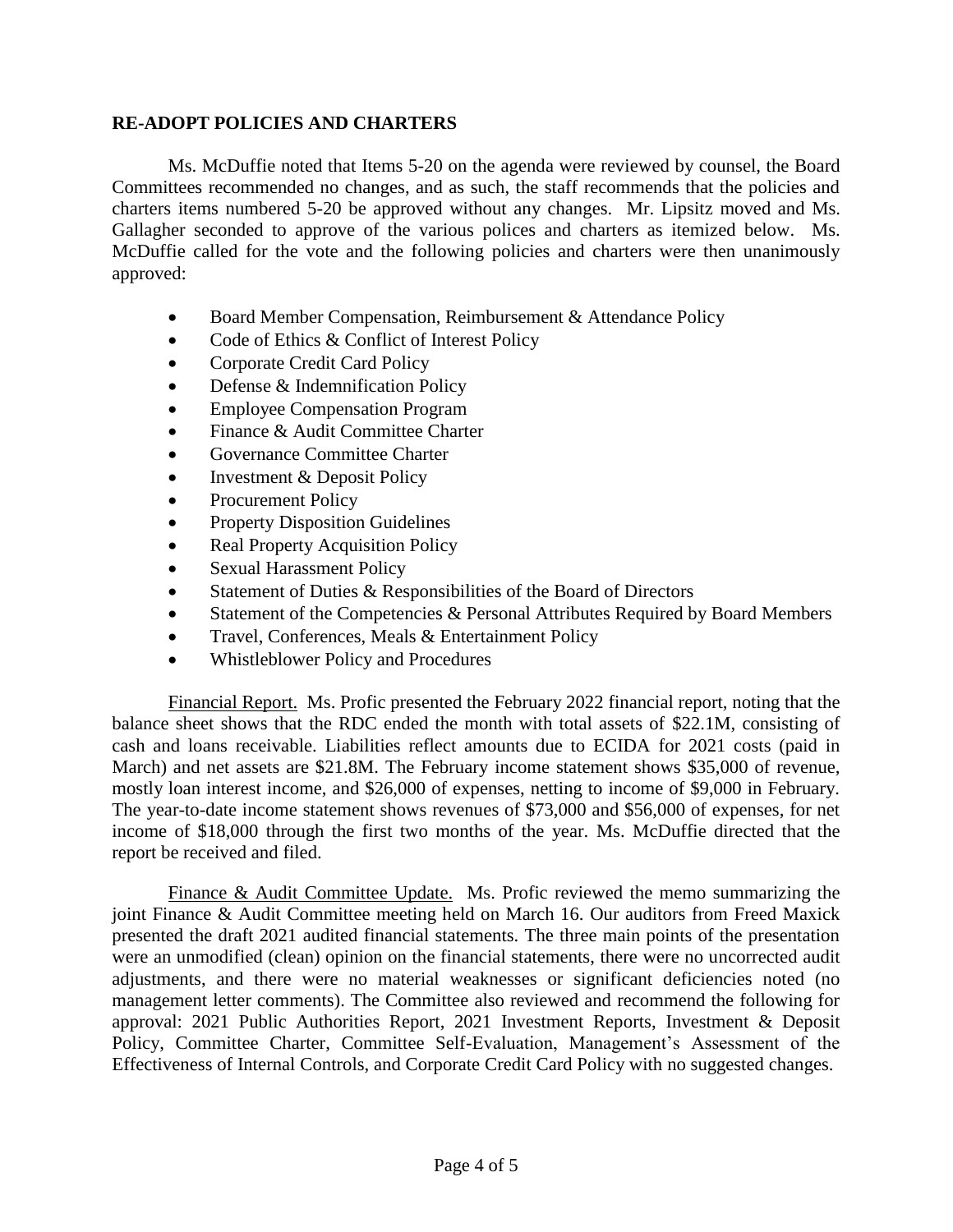**RE-ADOPT POLICIES AND CHARTERS**

Ms. McDuffie noted that Items 5-20 on the agenda were reviewed by counsel, the Board Committees recommended no changes, and as such, the staff recommends that the policies and charters items numbered 5-20 be approved without any changes. Mr. Lipsitz moved and Ms. Gallagher seconded to approve of the various polices and charters as itemized below. Ms. McDuffie called for the vote and the following policies and charters were then unanimously approved:

- Board Member Compensation, Reimbursement & Attendance Policy
- Code of Ethics & Conflict of Interest Policy
- Corporate Credit Card Policy
- Defense & Indemnification Policy
- Employee Compensation Program
- Finance & Audit Committee Charter
- Governance Committee Charter
- Investment & Deposit Policy
- Procurement Policy
- Property Disposition Guidelines
- Real Property Acquisition Policy
- Sexual Harassment Policy
- Statement of Duties & Responsibilities of the Board of Directors
- Statement of the Competencies & Personal Attributes Required by Board Members
- Travel, Conferences, Meals & Entertainment Policy
- Whistleblower Policy and Procedures

Financial Report. Ms. Profic presented the February 2022 financial report, noting that the balance sheet shows that the RDC ended the month with total assets of $22.1M, consisting of cash and loans receivable. Liabilities reflect amounts due to ECIDA for 2021 costs (paid in March) and net assets are $21.8M. The February income statement shows $35,000 of revenue, mostly loan interest income, and $26,000 of expenses, netting to income of $9,000 in February. The year-to-date income statement shows revenues of $73,000 and $56,000 of expenses, for net income of $18,000 through the first two months of the year. Ms. McDuffie directed that the report be received and filed.

Finance & Audit Committee Update. Ms. Profic reviewed the memo summarizing the joint Finance & Audit Committee meeting held on March 16. Our auditors from Freed Maxick presented the draft 2021 audited financial statements. The three main points of the presentation were an unmodified (clean) opinion on the financial statements, there were no uncorrected audit adjustments, and there were no material weaknesses or significant deficiencies noted (no management letter comments). The Committee also reviewed and recommend the following for approval: 2021 Public Authorities Report, 2021 Investment Reports, Investment & Deposit Policy, Committee Charter, Committee Self-Evaluation, Management's Assessment of the Effectiveness of Internal Controls, and Corporate Credit Card Policy with no suggested changes.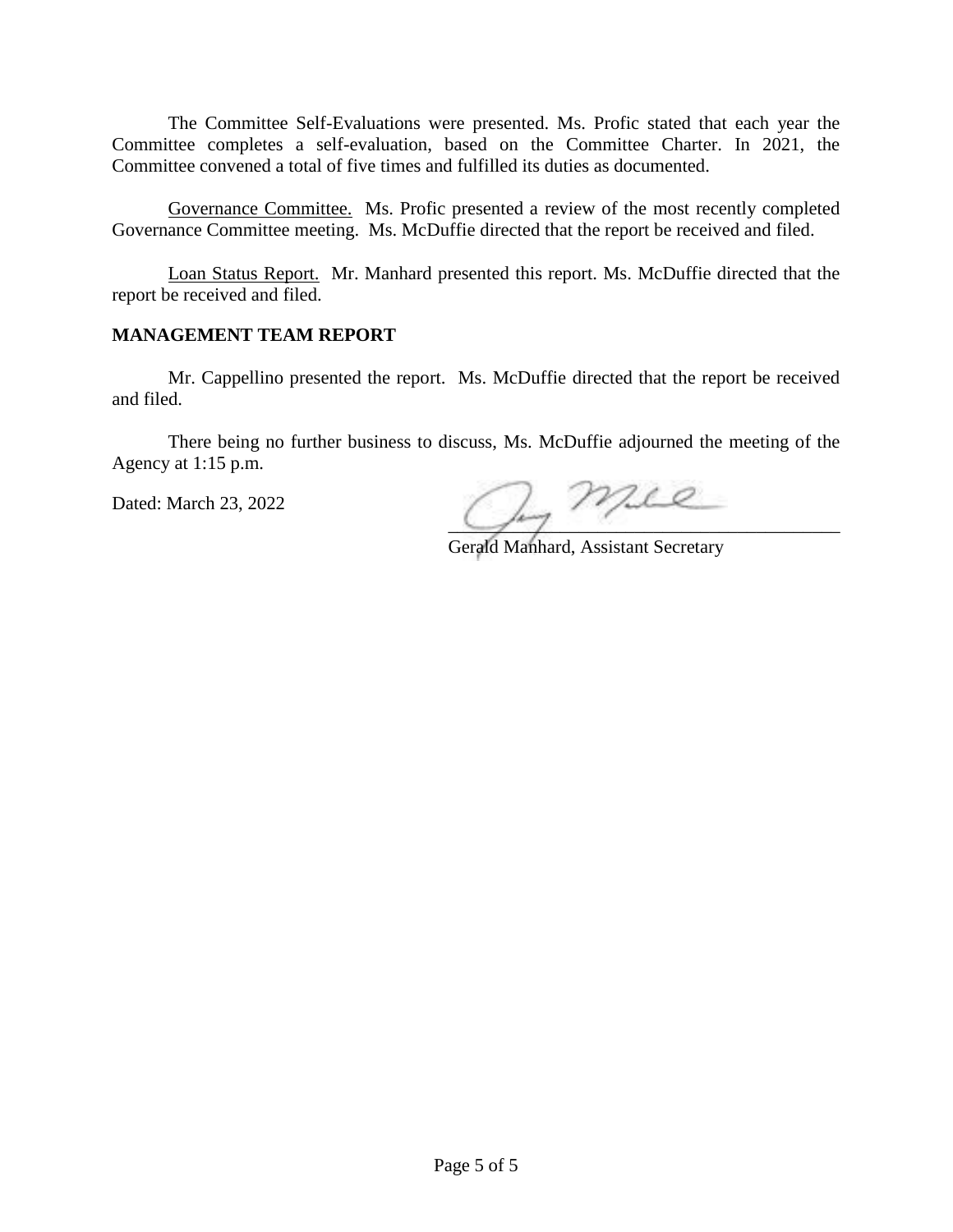The Committee Self-Evaluations were presented. Ms. Profic stated that each year the Committee completes a self-evaluation, based on the Committee Charter. In 2021, the Committee convened a total of five times and fulfilled its duties as documented.

Governance Committee. Ms. Profic presented a review of the most recently completed Governance Committee meeting. Ms. McDuffie directed that the report be received and filed.

Loan Status Report. Mr. Manhard presented this report. Ms. McDuffie directed that the report be received and filed.

**MANAGEMENT TEAM REPORT**

Mr. Cappellino presented the report. Ms. McDuffie directed that the report be received and filed.

There being no further business to discuss, Ms. McDuffie adjourned the meeting of the Agency at 1:15 p.m.

Dated: March 23, 2022

Gerald Manhard, Assistant Secretary